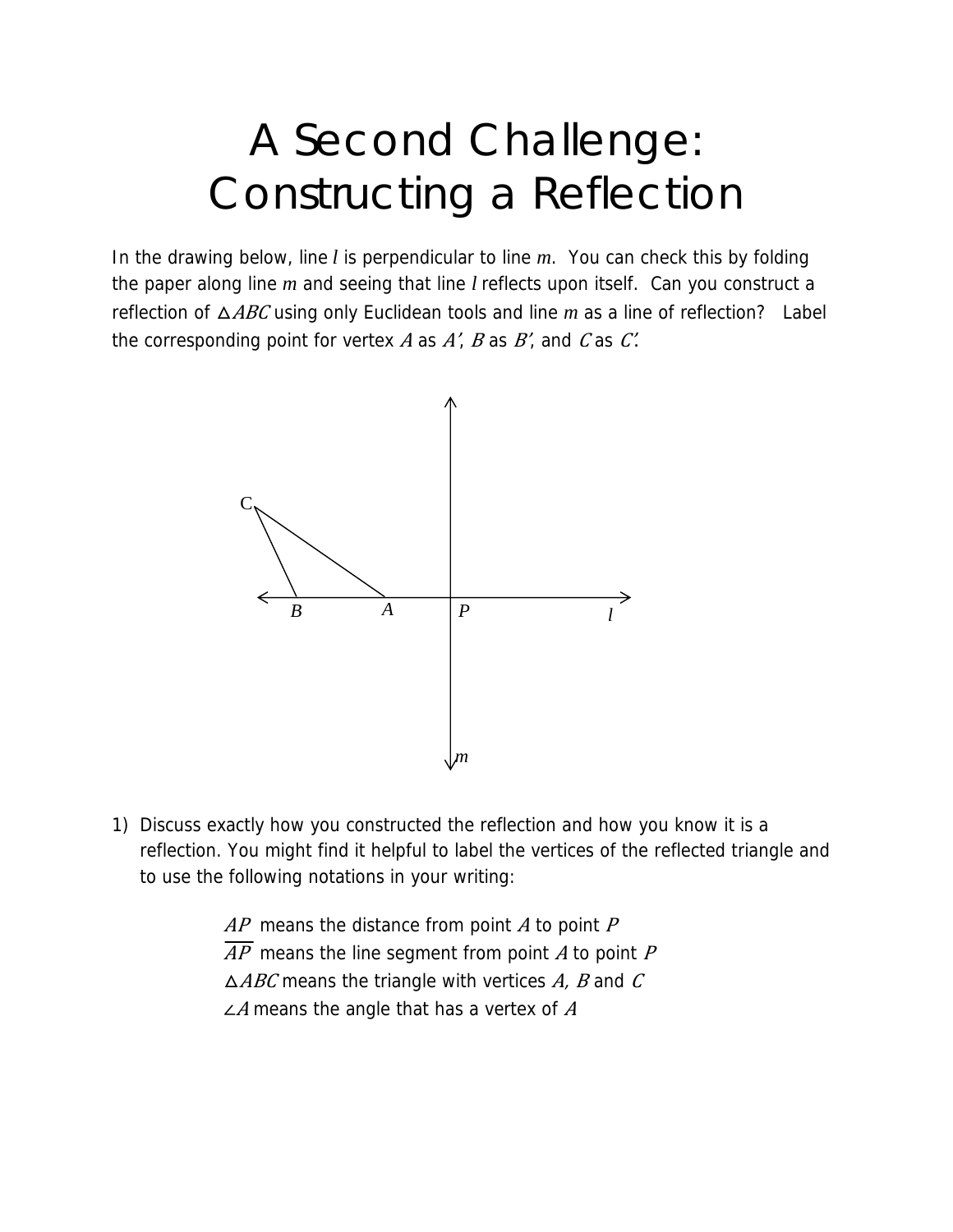# A Second Challenge: Constructing a Reflection

In the drawing below, line $l$ is perpendicular to line $m$. You can check this by folding the paper along line $m$ and seeing that line $l$ reflects upon itself. Can you construct a reflection of $\triangle ABC$ using only Euclidean tools and line $m$ as a line of reflection? Label the corresponding point for vertex $A$ as $A'$, $B$ as $B'$, and $C$ as $C'$.

C

B A P l

m

1) Discuss exactly how you constructed the reflection and how you know it is a reflection. You might find it helpful to label the vertices of the reflected triangle and to use the following notations in your writing:

   $AP$ means the distance from point $A$ to point $P$
   $\overline{AP}$ means the line segment from point $A$ to point $P$
   $\triangle ABC$ means the triangle with vertices $A$, $B$ and $C$
   $\angle A$ means the angle that has a vertex of $A$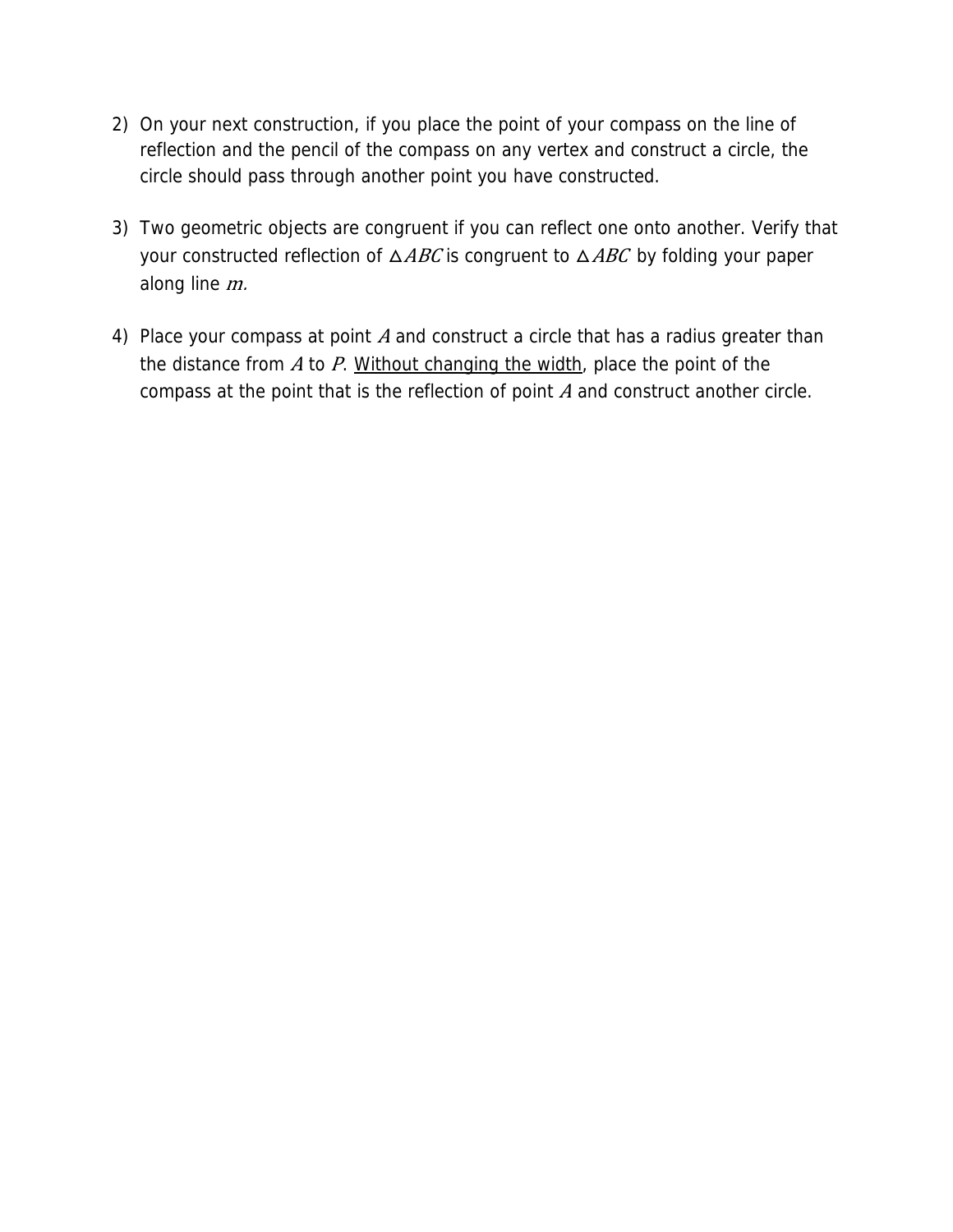2) On your next construction, if you place the point of your compass on the line of reflection and the pencil of the compass on any vertex and construct a circle, the circle should pass through another point you have constructed.

3) Two geometric objects are congruent if you can reflect one onto another. Verify that your constructed reflection of $\triangle ABC$ is congruent to $\triangle ABC$ by folding your paper along line $m$.

4) Place your compass at point $A$ and construct a circle that has a radius greater than the distance from $A$ to $P$. <u>Without changing the width</u>, place the point of the compass at the point that is the reflection of point $A$ and construct another circle.